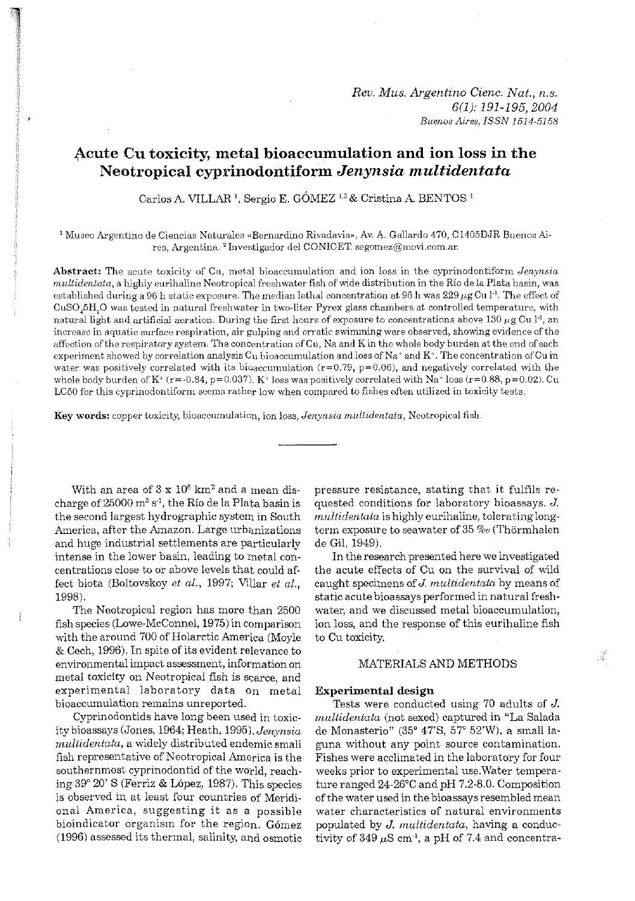# Acute Cu toxicity, metal bioaccumulation and ion loss in the Neotropical cyprinodontiform *Jenynsia multidentata*

Carlos A. VILLAR [1], Sergio E. GÓMEZ [1,2] & Cristina A. BENTOS [1]

[1] Museo Argentino de Ciencias Naturales «Bernardino Rivadavia», Av. A. Gallardo 470, C1405DJR Buenos Aires, Argentina. [2] Investigador del CONICET. segomez@movi.com.ar

**Abstract:** The acute toxicity of Cu, metal bioaccumulation and ion loss in the cyprinodontiform *Jenynsia multidentata*, a highly eurihaline Neotropical freshwater fish of wide distribution in the Río de la Plata basin, was established during a 96 h static exposure. The median lethal concentration at 96 h was 229 $\mu$g Cu $l^{-1}$. The effect of $CuSO_4 5H_2O$ was tested in natural freshwater in two-liter Pyrex glass chambers at controlled temperature, with natural light and artificial aeration. During the first hours of exposure to concentrations above 130 $\mu$g Cu $l^{-1}$, an increase in aquatic surface respiration, air gulping and erratic swimming were observed, showing evidence of the affection of the respiratory system. The concentration of Cu, Na and K in the whole body burden at the end of each experiment showed by correlation analysis Cu bioaccumulation and loss of $Na^+$ and $K^+$. The concentration of Cu in water was positively correlated with its bioaccumulation ($r = 0.79$, $p = 0.06$), and negatively correlated with the whole body burden of $K^+$ ($r = -0.84$, $p = 0.037$). $K^+$ loss was positively correlated with $Na^+$ loss ($r = 0.88$, $p = 0.02$). Cu LC50 for this cyprinodontiform seems rather low when compared to fishes often utilized in toxicity tests.

**Key words:** copper toxicity, bioaccumulation, ion loss, *Jenynsia multidentata*, Neotropical fish.

---

With an area of $3 \times 10^6$ km$^2$ and a mean discharge of 25000 m$^3$ s$^{-1}$, the Río de la Plata basin is the second largest hydrographic system in South America, after the Amazon. Large urbanizations and huge industrial settlements are particularly intense in the lower basin, leading to metal concentrations close to or above levels that could affect biota (Boltovskoy *et al.*, 1997; Villar *et al.*, 1998).

The Neotropical region has more than 2500 fish species (Lowe-McConnel, 1975) in comparison with the around 700 of Holarctic America (Moyle & Cech, 1996). In spite of its evident relevance to environmental impact assessment, information on metal toxicity on Neotropical fish is scarce, and experimental laboratory data on metal bioaccumulation remains unreported.

Cyprinodontids have long been used in toxicity bioassays (Jones, 1964; Heath, 1995). *Jenynsia multidentata*, a widely distributed endemic small fish representative of Neotropical America is the southernmost cyprinodontid of the world, reaching 39° 20' S (Ferriz & López, 1987). This species is observed in at least four countries of Meridional America, suggesting it as a possible bioindicator organism for the region. Gómez (1996) assessed its thermal, salinity, and osmotic pressure resistance, stating that it fulfils requested conditions for laboratory bioassays. *J. multidentata* is highly eurihaline, tolerating long-term exposure to seawater of 35 ‰ (Thörmhalen de Gil, 1949).

In the research presented here we investigated the acute effects of Cu on the survival of wild caught specimens of *J. multidentata* by means of static acute bioassays performed in natural freshwater, and we discussed metal bioaccumulation, ion loss, and the response of this eurihaline fish to Cu toxicity.

## MATERIALS AND METHODS

### Experimental design

Tests were conducted using 70 adults of *J. multidentata* (not sexed) captured in "La Salada de Monasterio" (35° 47'S, 57° 52'W), a small laguna without any point source contamination. Fishes were acclimated in the laboratory for four weeks prior to experimental use. Water temperature ranged 24-26°C and pH 7.2-8.0. Composition of the water used in the bioassays resembled mean water characteristics of natural environments populated by *J. multidentata*, having a conductivity of 349 $\mu$S cm$^{-1}$, a pH of 7.4 and concentra-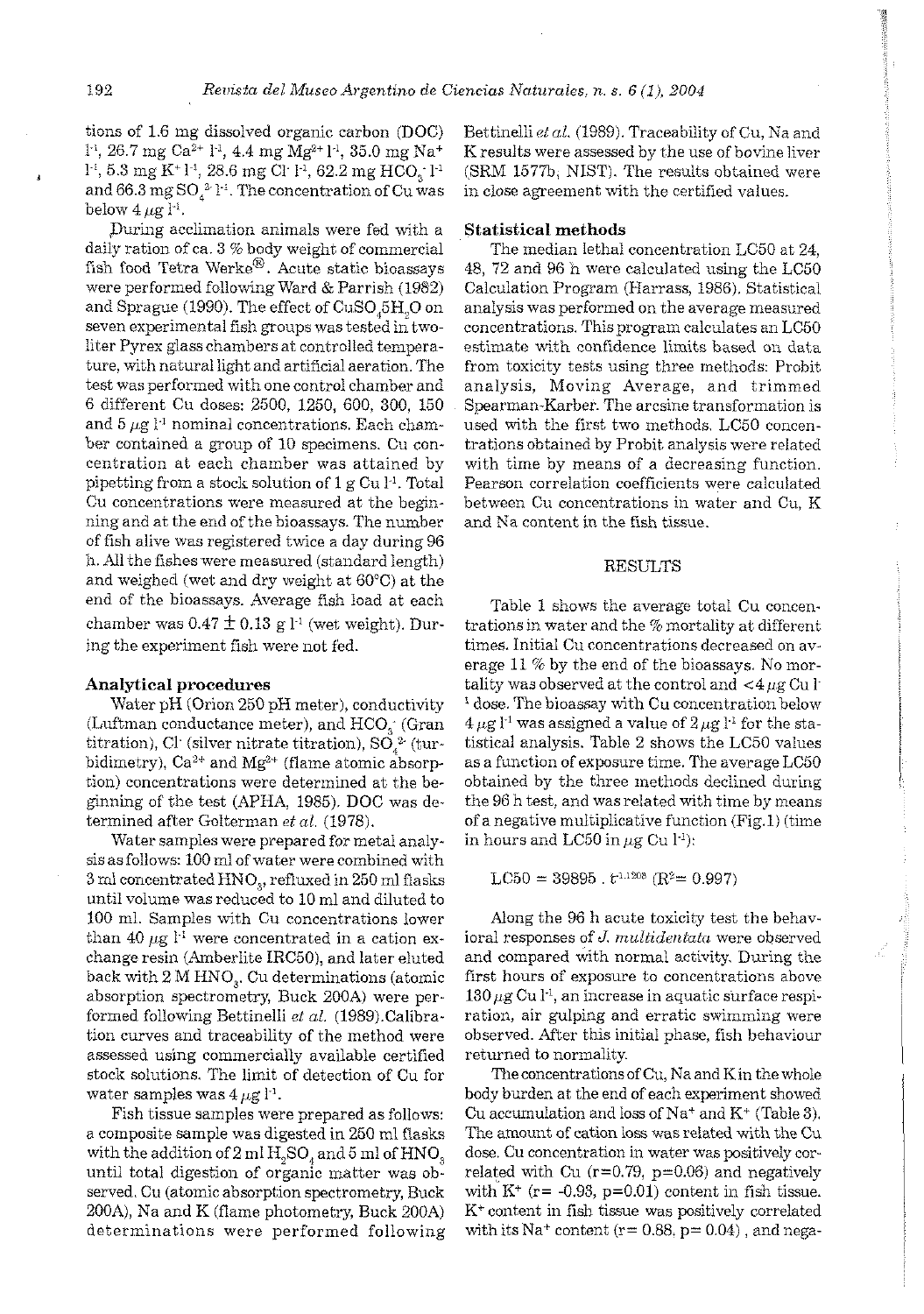tions of 1.6 mg dissolved organic carbon (DOC) $l^{-1}$, 26.7 mg $Ca^{2+}$ $l^{-1}$, 4.4 mg $Mg^{2+}$ $l^{-1}$, 35.0 mg $Na^{+}$ $l^{-1}$, 5.3 mg $K^{+}$ $l^{-1}$, 28.6 mg $Cl^{-}$ $l^{-1}$, 62.2 mg $HCO_3^{-}$ $l^{-1}$ and 66.3 mg $SO_4^{2-}$ $l^{-1}$. The concentration of Cu was below 4 $\mu$g $l^{-1}$.

During acclimation animals were fed with a daily ration of ca. 3 % body weight of commercial fish food Tetra Werke®. Acute static bioassays were performed following Ward & Parrish (1982) and Sprague (1990). The effect of $CuSO_4 5H_2O$ on seven experimental fish groups was tested in two-liter Pyrex glass chambers at controlled temperature, with natural light and artificial aeration. The test was performed with one control chamber and 6 different Cu doses: 2500, 1250, 600, 300, 150 and 5 $\mu$g $l^{-1}$ nominal concentrations. Each chamber contained a group of 10 specimens. Cu concentration at each chamber was attained by pipetting from a stock solution of 1 g Cu $l^{-1}$. Total Cu concentrations were measured at the beginning and at the end of the bioassays. The number of fish alive was registered twice a day during 96 h. All the fishes were measured (standard length) and weighed (wet and dry weight at 60°C) at the end of the bioassays. Average fish load at each chamber was 0.47 ± 0.13 g $l^{-1}$ (wet weight). During the experiment fish were not fed.

### Analytical procedures

Water pH (Orion 250 pH meter), conductivity (Luftman conductance meter), and $HCO_3^{-}$ (Gran titration), $Cl^{-}$ (silver nitrate titration), $SO_4^{2-}$ (turbidimetry), $Ca^{2+}$ and $Mg^{2+}$ (flame atomic absorption) concentrations were determined at the beginning of the test (APHA, 1985). DOC was determined after Golterman *et al.* (1978).

Water samples were prepared for metal analysis as follows: 100 ml of water were combined with 3 ml concentrated $HNO_3$, refluxed in 250 ml flasks until volume was reduced to 10 ml and diluted to 100 ml. Samples with Cu concentrations lower than 40 $\mu$g $l^{-1}$ were concentrated in a cation exchange resin (Amberlite IRC50), and later eluted back with 2 M $HNO_3$. Cu determinations (atomic absorption spectrometry, Buck 200A) were performed following Bettinelli *et al.* (1989).Calibration curves and traceability of the method were assessed using commercially available certified stock solutions. The limit of detection of Cu for water samples was 4 $\mu$g $l^{-1}$.

Fish tissue samples were prepared as follows: a composite sample was digested in 250 ml flasks with the addition of 2 ml $H_2SO_4$ and 5 ml of $HNO_3$ until total digestion of organic matter was observed. Cu (atomic absorption spectrometry, Buck 200A), Na and K (flame photometry, Buck 200A) determinations were performed following Bettinelli *et al.* (1989). Traceability of Cu, Na and K results were assessed by the use of bovine liver (SRM 1577b, NIST). The results obtained were in close agreement with the certified values.

### Statistical methods

The median lethal concentration LC50 at 24, 48, 72 and 96 h were calculated using the LC50 Calculation Program (Harrass, 1986). Statistical analysis was performed on the average measured concentrations. This program calculates an LC50 estimate with confidence limits based on data from toxicity tests using three methods: Probit analysis, Moving Average, and trimmed Spearman-Karber. The arcsine transformation is used with the first two methods. LC50 concentrations obtained by Probit analysis were related with time by means of a decreasing function. Pearson correlation coefficients were calculated between Cu concentrations in water and Cu, K and Na content in the fish tissue.

## RESULTS

Table 1 shows the average total Cu concentrations in water and the % mortality at different times. Initial Cu concentrations decreased on average 11 % by the end of the bioassays. No mortality was observed at the control and <4 $\mu$g Cu $l^{-1}$ dose. The bioassay with Cu concentration below 4 $\mu$g $l^{-1}$ was assigned a value of 2 $\mu$g $l^{-1}$ for the statistical analysis. Table 2 shows the LC50 values as a function of exposure time. The average LC50 obtained by the three methods declined during the 96 h test, and was related with time by means of a negative multiplicative function (Fig.1) (time in hours and LC50 in $\mu$g Cu $l^{-1}$):

$$LC50 = 39895 \cdot t^{-1.1208} \; (R^2 = 0.997)$$

Along the 96 h acute toxicity test the behavioral responses of *J. multidentata* were observed and compared with normal activity. During the first hours of exposure to concentrations above 130 $\mu$g Cu $l^{-1}$, an increase in aquatic surface respiration, air gulping and erratic swimming were observed. After this initial phase, fish behaviour returned to normality.

The concentrations of Cu, Na and K in the whole body burden at the end of each experiment showed Cu accumulation and loss of $Na^{+}$ and $K^{+}$ (Table 3). The amount of cation loss was related with the Cu dose. Cu concentration in water was positively correlated with Cu ($r = 0.79$, $p = 0.06$) and negatively with $K^{+}$ ($r = -0.93$, $p = 0.01$) content in fish tissue. $K^{+}$ content in fish tissue was positively correlated with its $Na^{+}$ content ($r = 0.88$, $p = 0.04$), and nega-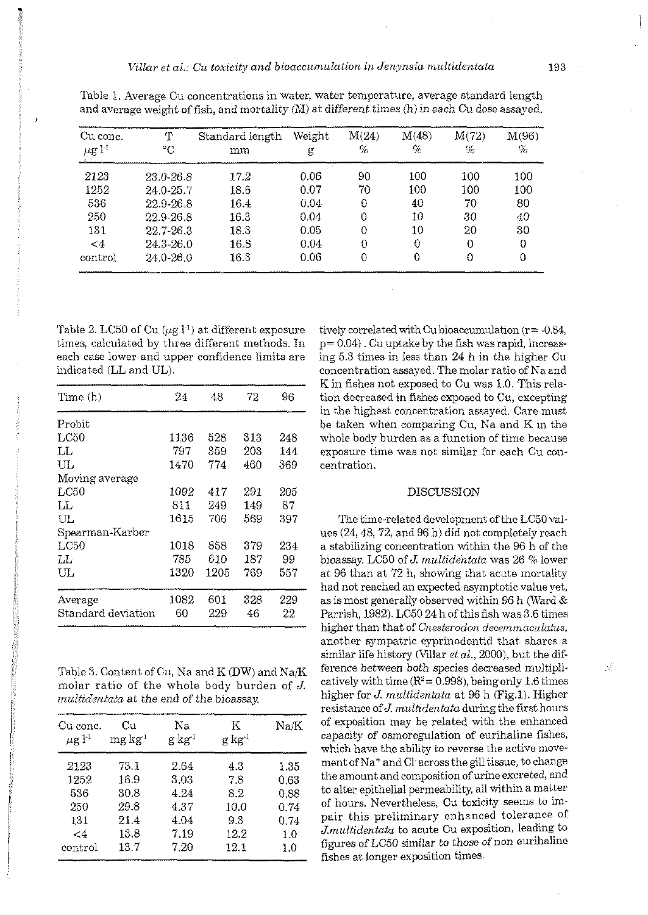Table 1. Average Cu concentrations in water, water temperature, average standard length and average weight of fish, and mortality (M) at different times (h) in each Cu dose assayed.

| Cu conc. $\mu g\ l^{-1}$ | T °C | Standard length mm | Weight g | M(24) % | M(48) % | M(72) % | M(96) % |
|---|---|---|---|---|---|---|---|
| 2123 | 23.0-26.8 | 17.2 | 0.06 | 90 | 100 | 100 | 100 |
| 1252 | 24.0-25.7 | 18.6 | 0.07 | 70 | 100 | 100 | 100 |
| 536 | 22.9-26.8 | 16.4 | 0.04 | 0 | 40 | 70 | 80 |
| 250 | 22.9-26.8 | 16.3 | 0.04 | 0 | 10 | 30 | 40 |
| 131 | 22.7-26.3 | 18.3 | 0.05 | 0 | 10 | 20 | 30 |
| <4 | 24.3-26.0 | 16.8 | 0.04 | 0 | 0 | 0 | 0 |
| control | 24.0-26.0 | 16.3 | 0.06 | 0 | 0 | 0 | 0 |

Table 2. LC50 of Cu ($\mu g\ l^{-1}$) at different exposure times, calculated by three different methods. In each case lower and upper confidence limits are indicated (LL and UL).

| Time (h) | 24 | 48 | 72 | 96 |
|---|---|---|---|---|
| Probit | | | | |
| LC50 | 1136 | 528 | 313 | 248 |
| LL | 797 | 359 | 203 | 144 |
| UL | 1470 | 774 | 460 | 369 |
| Moving average | | | | |
| LC50 | 1092 | 417 | 291 | 205 |
| LL | 811 | 249 | 149 | 87 |
| UL | 1615 | 706 | 569 | 397 |
| Spearman-Karber | | | | |
| LC50 | 1018 | 858 | 379 | 234 |
| LL | 785 | 610 | 187 | 99 |
| UL | 1320 | 1205 | 769 | 557 |
| Average | 1082 | 601 | 328 | 229 |
| Standard deviation | 60 | 229 | 46 | 22 |

Table 3. Content of Cu, Na and K (DW) and Na/K molar ratio of the whole body burden of *J. multidentata* at the end of the bioassay.

| Cu conc. $\mu g\ l^{-1}$ | Cu $mg\ kg^{-1}$ | Na $g\ kg^{-1}$ | K $g\ kg^{-1}$ | Na/K |
|---|---|---|---|---|
| 2123 | 73.1 | 2.64 | 4.3 | 1.35 |
| 1252 | 16.9 | 3.03 | 7.8 | 0.63 |
| 536 | 30.8 | 4.24 | 8.2 | 0.88 |
| 250 | 29.8 | 4.37 | 10.0 | 0.74 |
| 131 | 21.4 | 4.04 | 9.3 | 0.74 |
| <4 | 13.8 | 7.19 | 12.2 | 1.0 |
| control | 13.7 | 7.20 | 12.1 | 1.0 |

tively correlated with Cu bioaccumulation ($r = -0.84$, $p = 0.04$). Cu uptake by the fish was rapid, increasing 5.3 times in less than 24 h in the higher Cu concentration assayed. The molar ratio of Na and K in fishes not exposed to Cu was 1.0. This relation decreased in fishes exposed to Cu, excepting in the highest concentration assayed. Care must be taken when comparing Cu, Na and K in the whole body burden as a function of time because exposure time was not similar for each Cu concentration.

## DISCUSSION

The time-related development of the LC50 values (24, 48, 72, and 96 h) did not completely reach a stabilizing concentration within the 96 h of the bioassay. LC50 of *J. multidentata* was 26 % lower at 96 than at 72 h, showing that acute mortality had not reached an expected asymptotic value yet, as is most generally observed within 96 h (Ward & Parrish, 1982). LC50 24 h of this fish was 3.6 times higher than that of *Cnesterodon decemmaculatus*, another sympatric cyprinodontid that shares a similar life history (Villar *et al.*, 2000), but the difference between both species decreased multiplicatively with time ($R^2 = 0.998$), being only 1.6 times higher for *J. multidentata* at 96 h (Fig.1). Higher resistance of *J. multidentata* during the first hours of exposition may be related with the enhanced capacity of osmoregulation of eurihaline fishes, which have the ability to reverse the active movement of $Na^+$ and $Cl^-$ across the gill tissue, to change the amount and composition of urine excreted, and to alter epithelial permeability, all within a matter of hours. Nevertheless, Cu toxicity seems to impair this preliminary enhanced tolerance of *J. multidentata* to acute Cu exposition, leading to figures of LC50 similar to those of non eurihaline fishes at longer exposition times.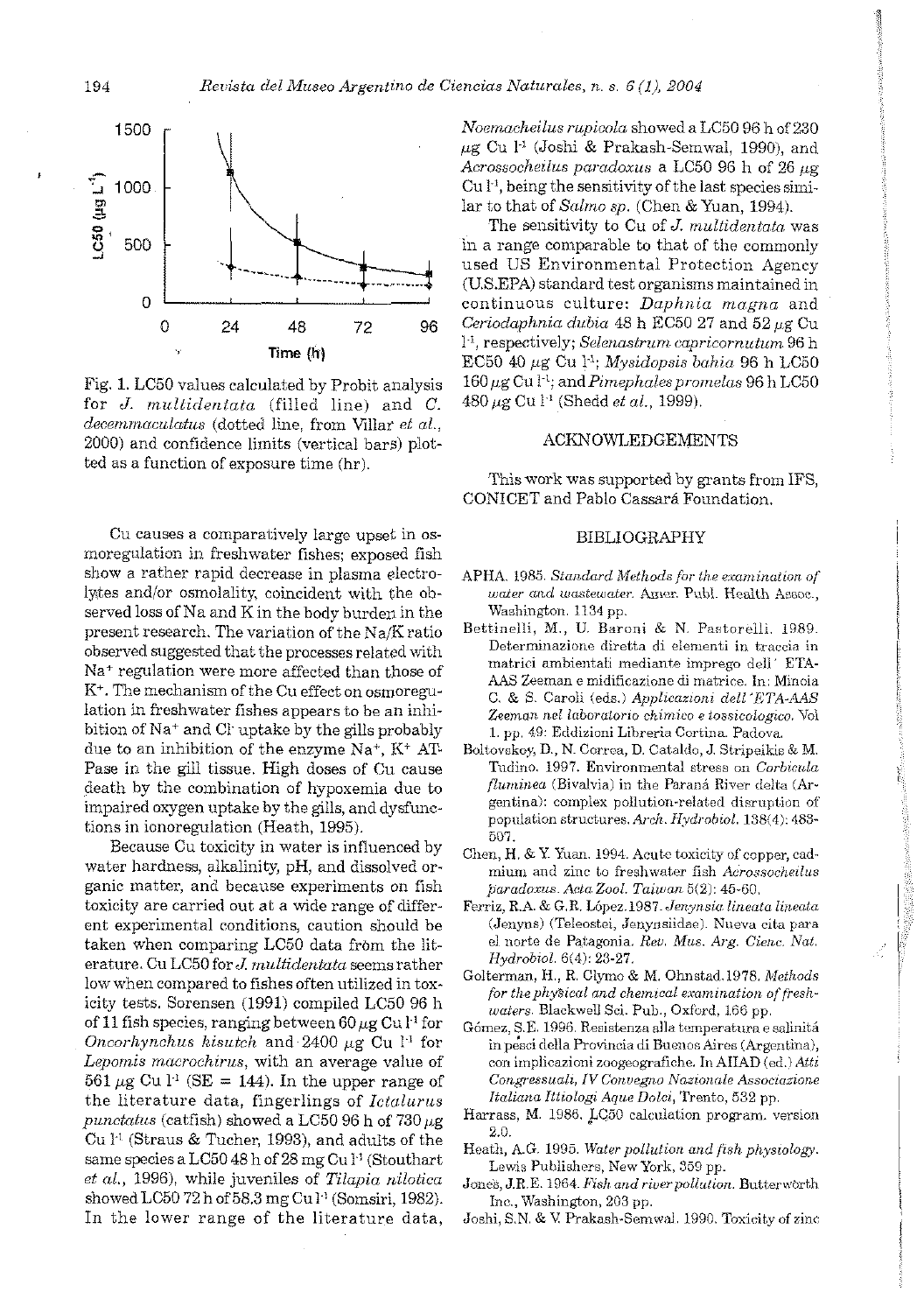Fig. 1. LC50 values calculated by Probit analysis for *J. multidentata* (filled line) and *C. decemmaculatus* (dotted line, from Villar *et al.*, 2000) and confidence limits (vertical bars) plotted as a function of exposure time (hr).

Cu causes a comparatively large upset in osmoregulation in freshwater fishes; exposed fish show a rather rapid decrease in plasma electrolytes and/or osmolality, coincident with the observed loss of Na and K in the body burden in the present research. The variation of the Na/K ratio observed suggested that the processes related with $Na^+$ regulation were more affected than those of $K^+$. The mechanism of the Cu effect on osmoregulation in freshwater fishes appears to be an inhibition of $Na^+$ and $Cl^-$ uptake by the gills probably due to an inhibition of the enzyme $Na^+$, $K^+$ ATPase in the gill tissue. High doses of Cu cause death by the combination of hypoxemia due to impaired oxygen uptake by the gills, and dysfunctions in ionoregulation (Heath, 1995).

Because Cu toxicity in water is influenced by water hardness, alkalinity, pH, and dissolved organic matter, and because experiments on fish toxicity are carried out at a wide range of different experimental conditions, caution should be taken when comparing LC50 data from the literature. Cu LC50 for *J. multidentata* seems rather low when compared to fishes often utilized in toxicity tests. Sorensen (1991) compiled LC50 96 h of 11 fish species, ranging between 60 $\mu$g Cu $l^{-1}$ for *Oncorhynchus kisutch* and 2400 $\mu$g Cu $l^{-1}$ for *Lepomis macrochirus*, with an average value of 561 $\mu$g Cu $l^{-1}$ (SE = 144). In the upper range of the literature data, fingerlings of *Ictalurus punctatus* (catfish) showed a LC50 96 h of 730 $\mu$g Cu $l^{-1}$ (Straus & Tucher, 1993), and adults of the same species a LC50 48 h of 28 mg Cu $l^{-1}$ (Stouthart *et al.*, 1996), while juveniles of *Tilapia nilotica* showed LC50 72 h of 58.3 mg Cu $l^{-1}$ (Somsiri, 1982). In the lower range of the literature data, *Noemacheilus rupicola* showed a LC50 96 h of 230 $\mu$g Cu $l^{-1}$ (Joshi & Prakash-Semwal, 1990), and *Acrossocheilus paradoxus* a LC50 96 h of 26 $\mu$g Cu $l^{-1}$, being the sensitivity of the last species similar to that of *Salmo sp.* (Chen & Yuan, 1994).

The sensitivity to Cu of *J. multidentata* was in a range comparable to that of the commonly used US Environmental Protection Agency (U.S.EPA) standard test organisms maintained in continuous culture: *Daphnia magna* and *Ceriodaphnia dubia* 48 h EC50 27 and 52 $\mu$g Cu $l^{-1}$, respectively; *Selenastrum capricornutum* 96 h EC50 40 $\mu$g Cu $l^{-1}$; *Mysidopsis bahia* 96 h LC50 160 $\mu$g Cu $l^{-1}$; and *Pimephales promelas* 96 h LC50 480 $\mu$g Cu $l^{-1}$ (Shedd *et al.*, 1999).

## ACKNOWLEDGEMENTS

This work was supported by grants from IFS, CONICET and Pablo Cassará Foundation.

## BIBLIOGRAPHY

APHA. 1985. *Standard Methods for the examination of water and wastewater*. Amer. Publ. Health Assoc., Washington. 1134 pp.

Bettinelli, M., U. Baroni & N. Pastorelli. 1989. Determinazione diretta di elementi in traccia in matrici ambientali mediante impergo dell' ETA-AAS Zeeman e midificazione di matrice. In: Mincia C. & S. Caroli (eds.) *Applicazioni dell'ETA-AAS Zeeman nel laboratorio chimico e tossicologico*. Vol 1. pp. 49: Eddizioni Libreria Cortina. Padova.

Boltovskoy, D., N. Correa, D. Cataldo, J. Stripeikis & M. Tudino. 1997. Environmental stress on *Corbicula fluminea* (Bivalvia) in the Paraná River delta (Argentina): complex pollution-related disruption of population structures. *Arch. Hydrobiol.* 138(4): 483-507.

Chen, H. & Y. Yuan. 1994. Acute toxicity of copper, cadmium and zinc to freshwater fish *Acrossocheilus paradoxus*. *Acta Zool. Taiwan* 5(2): 45-60.

Ferriz, R.A. & G.R. López.1987. *Jenynsia lineata lineata* (Jenyns) (Teleostei, Jenynsiidae). Nueva cita para el norte de Patagonia. *Rev. Mus. Arg. Cienc. Nat. Hydrobiol.* 6(4): 23-27.

Golterman, H., R. Clymo & M. Ohnstad.1978. *Methods for the physical and chemical examination of freshwaters*. Blackwell Sci. Pub., Oxford, 166 pp.

Gómez, S.E. 1996. Resistenza alla temperatura e salinitá in pesci della Provincia di Buenos Aires (Argentina), con implicazioni zoogeografiche. In AIIAD (ed.) *Atti Congressuali, IV Convegno Nazionale Associazione Italiana Ittiologi Aque Dolci*, Trento, 532 pp.

Harrass, M. 1986. LC50 calculation program. version 2.0.

Heath, A.G. 1995. *Water pollution and fish physiology*. Lewis Publishers, New York, 359 pp.

Jones, J.R.E. 1964. *Fish and river pollution*. Butterworth Inc., Washington, 203 pp.

Joshi, S.N. & V. Prakash-Semwal. 1990. Toxicity of zinc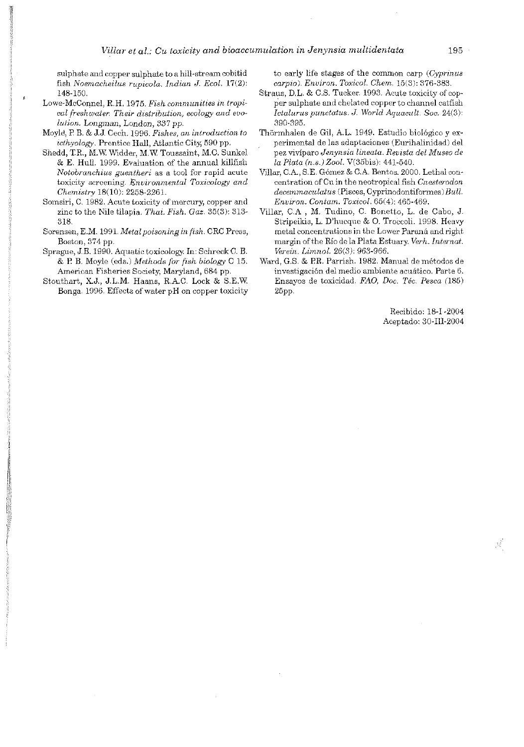sulphate and copper sulphate to a hill-stream cobitid fish *Noemacheilus rupicola*. *Indian J. Ecol.* 17(2): 148-150.

Lowe-McConnel, R.H. 1975. *Fish communities in tropical freshwater. Their distribution, ecology and evolution.* Longman, London, 337 pp.

Moyle, P. B. & J.J. Cech. 1996. *Fishes, an introduction to icthyology*. Prentice Hall, Atlantic City, 590 pp.

Shedd, T.R., M.W. Widder, M.W. Toussaint, M.C. Sunkel & E. Hull. 1999. Evaluation of the annual killfish *Notobranchius guentheri* as a tool for rapid acute toxicity screening. *Environmental Toxicology and Chemistry* 18(10): 2258-2261.

Somsiri, C. 1982. Acute toxicity of mercury, copper and zinc to the Nile tilapia. *Thai. Fish. Gaz.* 35(3): 313-318.

Sorensen, E.M. 1991. *Metal poisoning in fish.* CRC Press, Boston, 374 pp.

Sprague, J.B. 1990. Aquatic toxicology. In: Schreck C. B. & P. B. Moyle (eds.) *Methods for fish biology* C 15. American Fisheries Society, Maryland, 684 pp.

Stouthart, X.J., J.L.M. Haans, R.A.C. Lock & S.E.W. Bonga. 1996. Effects of water pH on copper toxicity to early life stages of the common carp (*Cyprinus carpio*). *Environ. Toxicol. Chem.* 15(3): 376-383.

Straus, D.L. & C.S. Tucker. 1993. Acute toxicity of copper sulphate and chelated copper to channel catfish *Ictalurus punctatus*. *J. World Aquacult. Soc.* 24(3): 390-395.

Thörmhalen de Gil, A.L. 1949. Estudio biológico y experimental de las adaptaciones (Eurihalinidad) del pez vivíparo *Jenynsia lineata*. *Revista del Museo de la Plata (n.s.) Zool.* V(35bis): 441-540.

Villar, C.A., S.E. Gómez & C.A. Bentos. 2000. Lethal concentration of Cu in the neotropical fish *Cnesterodon decemmaculatus* (Pisces, Cyprinodontiformes) *Bull. Environ. Contam. Toxicol.* 65(4): 465-469.

Villar, C.A , M. Tudino, C. Bonetto, L. de Cabo, J. Stripeikis, L. D'hucque & O. Troccoli. 1998. Heavy metal concentrations in the Lower Paraná and right margin of the Río de la Plata Estuary. *Verh. Internat. Verein. Limnol.* 26(3): 963-966.

Ward, G.S. & P.R. Parrish. 1982. Manual de métodos de investigación del medio ambiente acuático. Parte 6. Ensayos de toxicidad. *FAO, Doc. Téc. Pesca* (185) 25pp.

Recibido: 18-I-2004
Aceptado: 30-III-2004